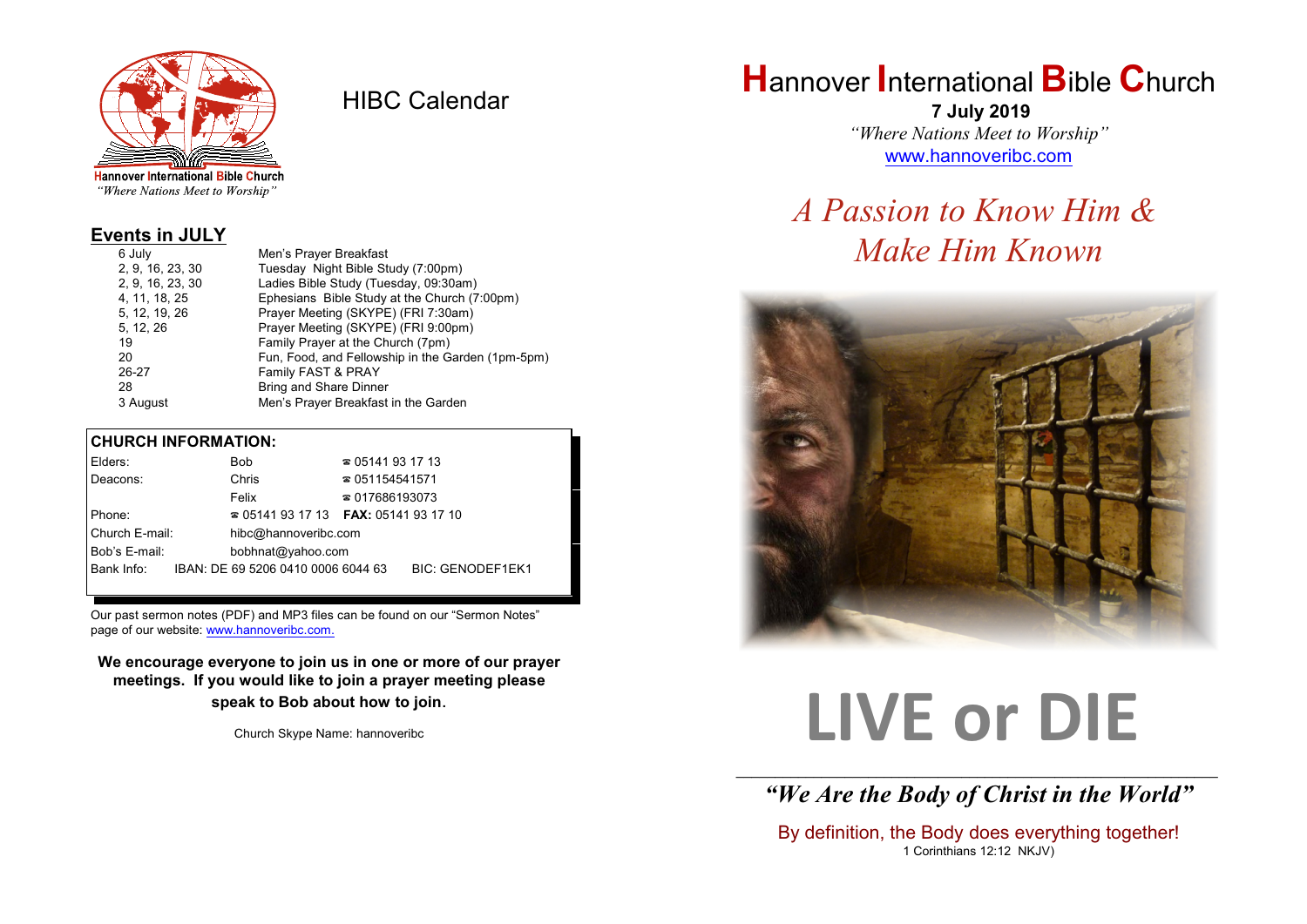Hannover International Bible Church
*"Where Nations Meet to Worship"*

# HIBC Calendar

## Events in JULY

| | |
|---|---|
| 6 July | Men's Prayer Breakfast |
| 2, 9, 16, 23, 30 | Tuesday Night Bible Study (7:00pm) |
| 2, 9, 16, 23, 30 | Ladies Bible Study (Tuesday, 09:30am) |
| 4, 11, 18, 25 | Ephesians Bible Study at the Church (7:00pm) |
| 5, 12, 19, 26 | Prayer Meeting (SKYPE) (FRI 7:30am) |
| 5, 12, 26 | Prayer Meeting (SKYPE) (FRI 9:00pm) |
| 19 | Family Prayer at the Church (7pm) |
| 20 | Fun, Food, and Fellowship in the Garden (1pm-5pm) |
| 26-27 | Family FAST & PRAY |
| 28 | Bring and Share Dinner |
| 3 August | Men's Prayer Breakfast in the Garden |

## CHURCH INFORMATION:

| | | |
|---|---|---|
| Elders: | Bob | ☎ 05141 93 17 13 |
| Deacons: | Chris | ☎ 051154541571 |
| | Felix | ☎ 017686193073 |
| Phone: | ☎ 05141 93 17 13 | **FAX:** 05141 93 17 10 |
| Church E-mail: | hibc@hannoveribc.com | |
| Bob's E-mail: | bobhnat@yahoo.com | |
| Bank Info: | IBAN: DE 69 5206 0410 0006 6044 63 | BIC: GENODEF1EK1 |

Our past sermon notes (PDF) and MP3 files can be found on our "Sermon Notes" page of our website: www.hannoveribc.com.

**We encourage everyone to join us in one or more of our prayer meetings. If you would like to join a prayer meeting please speak to Bob about how to join.**

Church Skype Name: hannoveribc

# Hannover International Bible Church

**7 July 2019**

*"Where Nations Meet to Worship"*

www.hannoveribc.com

## *A Passion to Know Him & Make Him Known*

# LIVE or DIE

***"We Are the Body of Christ in the World"***

By definition, the Body does everything together!
1 Corinthians 12:12 NKJV)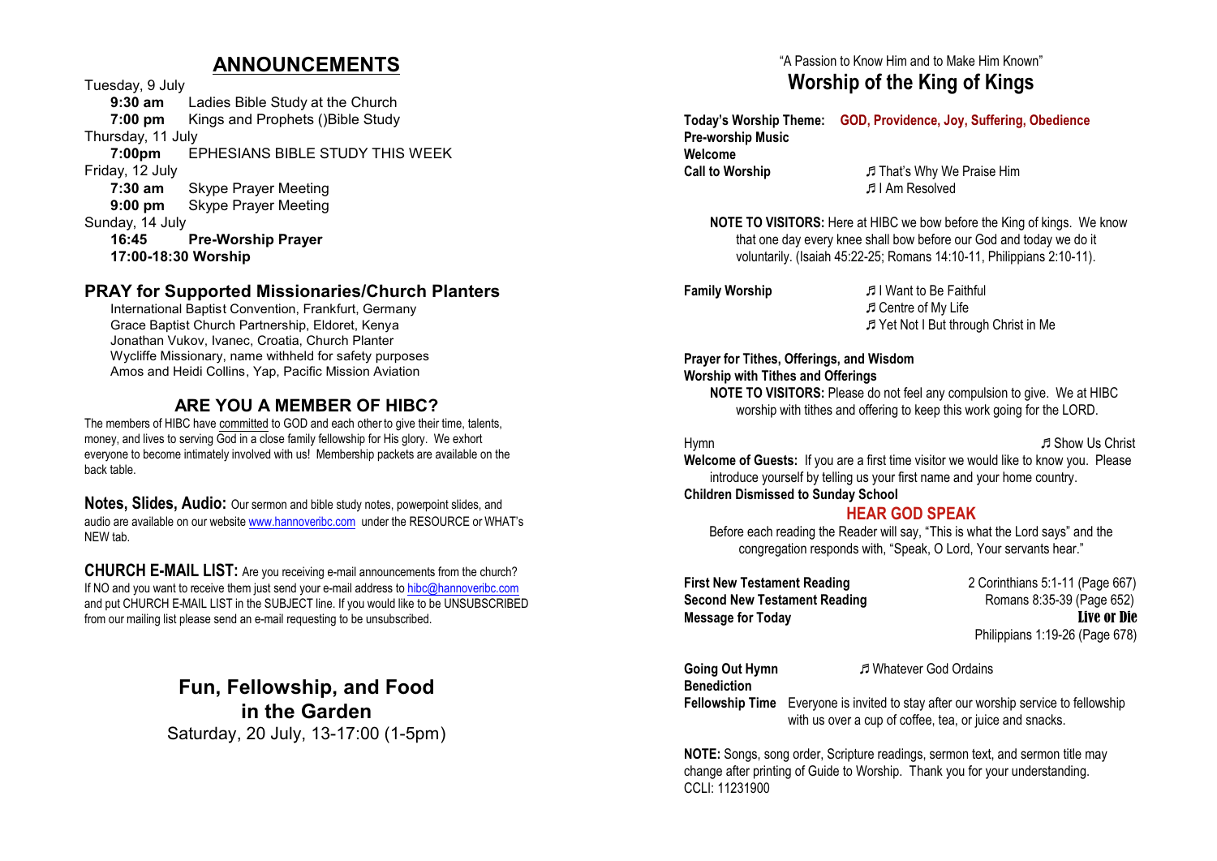## ANNOUNCEMENTS

Tuesday, 9 July
- **9:30 am** Ladies Bible Study at the Church
- **7:00 pm** Kings and Prophets ()Bible Study

Thursday, 11 July
- **7:00pm** EPHESIANS BIBLE STUDY THIS WEEK

Friday, 12 July
- **7:30 am** Skype Prayer Meeting
- **9:00 pm** Skype Prayer Meeting

Sunday, 14 July
- **16:45** **Pre-Worship Prayer**
- **17:00-18:30 Worship**

### PRAY for Supported Missionaries/Church Planters

International Baptist Convention, Frankfurt, Germany
Grace Baptist Church Partnership, Eldoret, Kenya
Jonathan Vukov, Ivanec, Croatia, Church Planter
Wycliffe Missionary, name withheld for safety purposes
Amos and Heidi Collins, Yap, Pacific Mission Aviation

### ARE YOU A MEMBER OF HIBC?

The members of HIBC have committed to GOD and each other to give their time, talents, money, and lives to serving God in a close family fellowship for His glory. We exhort everyone to become intimately involved with us! Membership packets are available on the back table.

**Notes, Slides, Audio:** Our sermon and bible study notes, powerpoint slides, and audio are available on our website www.hannoveribc.com under the RESOURCE or WHAT's NEW tab.

**CHURCH E-MAIL LIST:** Are you receiving e-mail announcements from the church? If NO and you want to receive them just send your e-mail address to hibc@hannoveribc.com and put CHURCH E-MAIL LIST in the SUBJECT line. If you would like to be UNSUBSCRIBED from our mailing list please send an e-mail requesting to be unsubscribed.

### Fun, Fellowship, and Food in the Garden

Saturday, 20 July, 13-17:00 (1-5pm)

"A Passion to Know Him and to Make Him Known"

# Worship of the King of Kings

**Today's Worship Theme:** **GOD, Providence, Joy, Suffering, Obedience**

**Pre-worship Music**

**Welcome**

**Call to Worship** ♬ That's Why We Praise Him
♬ I Am Resolved

**NOTE TO VISITORS:** Here at HIBC we bow before the King of kings. We know that one day every knee shall bow before our God and today we do it voluntarily. (Isaiah 45:22-25; Romans 14:10-11, Philippians 2:10-11).

**Family Worship** ♬ I Want to Be Faithful
♬ Centre of My Life
♬ Yet Not I But through Christ in Me

**Prayer for Tithes, Offerings, and Wisdom**

**Worship with Tithes and Offerings**

**NOTE TO VISITORS:** Please do not feel any compulsion to give. We at HIBC worship with tithes and offering to keep this work going for the LORD.

Hymn ♬ Show Us Christ

**Welcome of Guests:** If you are a first time visitor we would like to know you. Please introduce yourself by telling us your first name and your home country.

**Children Dismissed to Sunday School**

### HEAR GOD SPEAK

Before each reading the Reader will say, "This is what the Lord says" and the congregation responds with, "Speak, O Lord, Your servants hear."

**First New Testament Reading** 2 Corinthians 5:1-11 (Page 667)

**Second New Testament Reading** Romans 8:35-39 (Page 652)

**Message for Today** **Live or Die**
Philippians 1:19-26 (Page 678)

**Going Out Hymn** ♬ Whatever God Ordains

**Benediction**

**Fellowship Time** Everyone is invited to stay after our worship service to fellowship with us over a cup of coffee, tea, or juice and snacks.

**NOTE:** Songs, song order, Scripture readings, sermon text, and sermon title may change after printing of Guide to Worship. Thank you for your understanding.
CCLI: 11231900